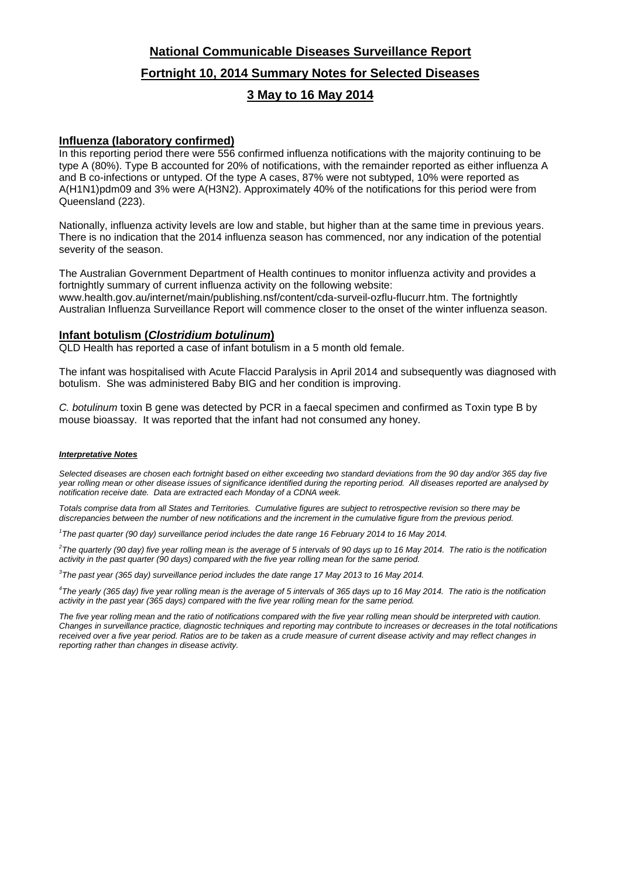# National Communicable Diseases Surveillance Report

## Fortnight 10, 2014 Summary Notes for Selected Diseases

## 3 May to 16 May 2014

### Influenza (laboratory confirmed)

In this reporting period there were 556 confirmed influenza notifications with the majority continuing to be type A (80%). Type B accounted for 20% of notifications, with the remainder reported as either influenza A and B co-infections or untyped. Of the type A cases, 87% were not subtyped, 10% were reported as A(H1N1)pdm09 and 3% were A(H3N2). Approximately 40% of the notifications for this period were from Queensland (223).

Nationally, influenza activity levels are low and stable, but higher than at the same time in previous years. There is no indication that the 2014 influenza season has commenced, nor any indication of the potential severity of the season.

The Australian Government Department of Health continues to monitor influenza activity and provides a fortnightly summary of current influenza activity on the following website: www.health.gov.au/internet/main/publishing.nsf/content/cda-surveil-ozflu-flucurr.htm. The fortnightly Australian Influenza Surveillance Report will commence closer to the onset of the winter influenza season.

### Infant botulism (*Clostridium botulinum*)

QLD Health has reported a case of infant botulism in a 5 month old female.

The infant was hospitalised with Acute Flaccid Paralysis in April 2014 and subsequently was diagnosed with botulism. She was administered Baby BIG and her condition is improving.

*C. botulinum* toxin B gene was detected by PCR in a faecal specimen and confirmed as Toxin type B by mouse bioassay. It was reported that the infant had not consumed any honey.

***Interpretative Notes***

*Selected diseases are chosen each fortnight based on either exceeding two standard deviations from the 90 day and/or 365 day five year rolling mean or other disease issues of significance identified during the reporting period. All diseases reported are analysed by notification receive date. Data are extracted each Monday of a CDNA week.*

*Totals comprise data from all States and Territories. Cumulative figures are subject to retrospective revision so there may be discrepancies between the number of new notifications and the increment in the cumulative figure from the previous period.*

*[1]The past quarter (90 day) surveillance period includes the date range 16 February 2014 to 16 May 2014.*

*[2]The quarterly (90 day) five year rolling mean is the average of 5 intervals of 90 days up to 16 May 2014. The ratio is the notification activity in the past quarter (90 days) compared with the five year rolling mean for the same period.*

*[3]The past year (365 day) surveillance period includes the date range 17 May 2013 to 16 May 2014.*

*[4]The yearly (365 day) five year rolling mean is the average of 5 intervals of 365 days up to 16 May 2014. The ratio is the notification activity in the past year (365 days) compared with the five year rolling mean for the same period.*

*The five year rolling mean and the ratio of notifications compared with the five year rolling mean should be interpreted with caution. Changes in surveillance practice, diagnostic techniques and reporting may contribute to increases or decreases in the total notifications received over a five year period. Ratios are to be taken as a crude measure of current disease activity and may reflect changes in reporting rather than changes in disease activity.*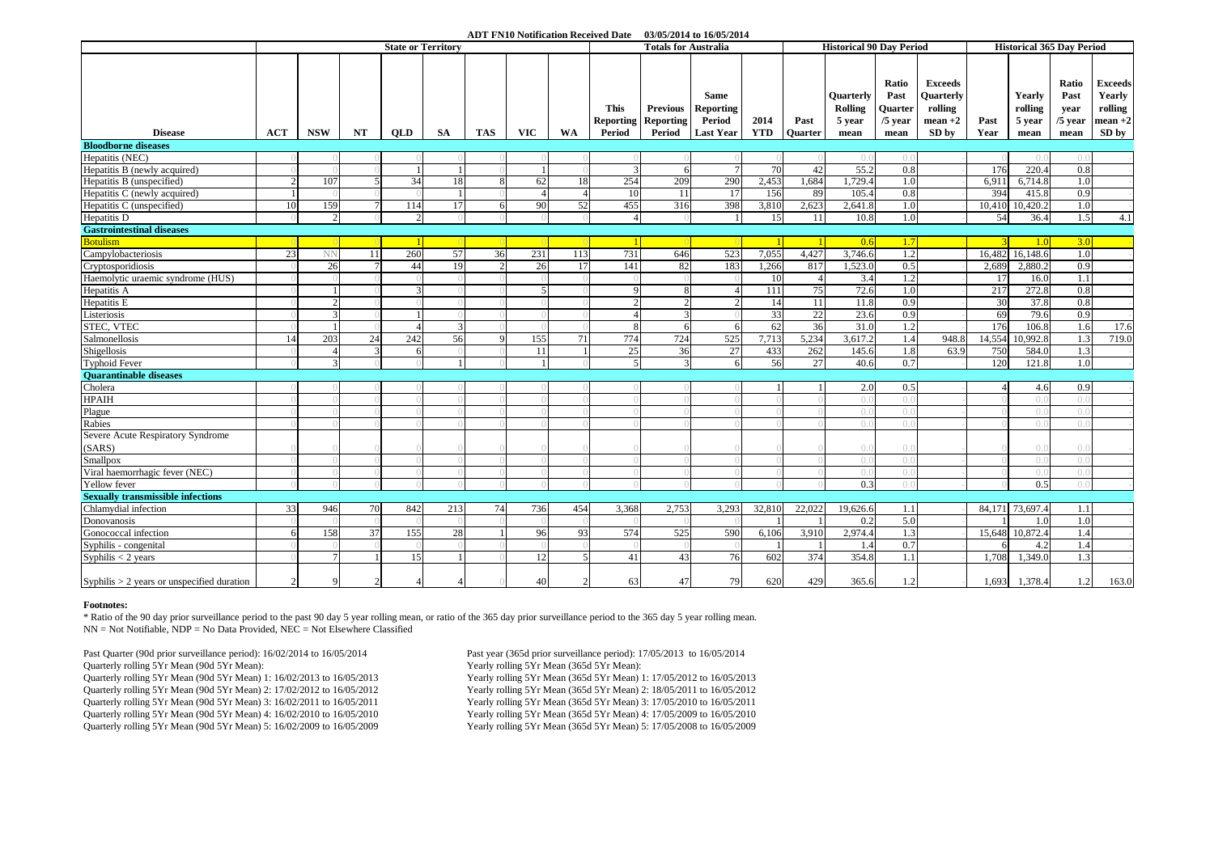**ADT FN10 Notification Received Date 03/05/2014 to 16/05/2014**

| Disease | State or Territory | | | | | | | | Totals for Australia | | | | | Historical 90 Day Period | | | | Historical 365 Day Period | | | |
|---|---|---|---|---|---|---|---|---|---|---|---|---|---|---|---|---|---|---|---|---|---|
| | ACT | NSW | NT | QLD | SA | TAS | VIC | WA | This Reporting Period | Previous Reporting Period | Same Reporting Period Last Year | 2014 YTD | Past Quarter | Quarterly Rolling 5 year mean | Ratio Past Quarter /5 year mean | Exceeds Quarterly rolling mean +2 SD by | Past Year | Yearly rolling 5 year mean | Ratio Past year /5 year mean | Exceeds Yearly rolling mean +2 SD by |
| **Bloodborne diseases** | | | | | | | | | | | | | | | | | | | | |
| Hepatitis (NEC) | 0 | 0 | 0 | 0 | 0 | 0 | 0 | 0 | 0 | 0 | 0 | 0 | 0 | 0.0 | 0.0 | - | 0 | 0.0 | 0.0 | - |
| Hepatitis B (newly acquired) | 0 | 0 | 0 | 1 | 1 | 0 | 1 | 0 | 3 | 6 | 7 | 70 | 42 | 55.2 | 0.8 | - | 176 | 220.4 | 0.8 | - |
| Hepatitis B (unspecified) | 2 | 107 | 5 | 34 | 18 | 8 | 62 | 18 | 254 | 209 | 290 | 2,453 | 1,684 | 1,729.4 | 1.0 | - | 6,911 | 6,714.8 | 1.0 | - |
| Hepatitis C (newly acquired) | 1 | 0 | 0 | 0 | 1 | 0 | 4 | 4 | 10 | 11 | 17 | 156 | 89 | 105.4 | 0.8 | - | 394 | 415.8 | 0.9 | - |
| Hepatitis C (unspecified) | 10 | 159 | 7 | 114 | 17 | 6 | 90 | 52 | 455 | 316 | 398 | 3,810 | 2,623 | 2,641.8 | 1.0 | - | 10,410 | 10,420.2 | 1.0 | - |
| Hepatitis D | 0 | 2 | 0 | 2 | 0 | 0 | 0 | 0 | 4 | 0 | 1 | 15 | 11 | 10.8 | 1.0 | - | 54 | 36.4 | 1.5 | 4.1 |
| **Gastrointestinal diseases** | | | | | | | | | | | | | | | | | | | | |
| Botulism | 0 | 0 | 0 | 1 | 0 | 0 | 0 | 0 | 1 | 0 | 0 | 1 | 1 | 0.6 | 1.7 | - | 3 | 1.0 | 3.0 | - |
| Campylobacteriosis | 23 | NN | 11 | 260 | 57 | 36 | 231 | 113 | 731 | 646 | 523 | 7,055 | 4,427 | 3,746.6 | 1.2 | - | 16,482 | 16,148.6 | 1.0 | - |
| Cryptosporidiosis | 0 | 26 | 7 | 44 | 19 | 2 | 26 | 17 | 141 | 82 | 183 | 1,266 | 817 | 1,523.0 | 0.5 | - | 2,689 | 2,880.2 | 0.9 | - |
| Haemolytic uraemic syndrome (HUS) | 0 | 0 | 0 | 0 | 0 | 0 | 0 | 0 | 0 | 0 | 0 | 10 | 4 | 3.4 | 1.2 | - | 17 | 16.0 | 1.1 | - |
| Hepatitis A | 0 | 1 | 0 | 3 | 0 | 0 | 5 | 0 | 9 | 8 | 4 | 111 | 75 | 72.6 | 1.0 | - | 217 | 272.8 | 0.8 | - |
| Hepatitis E | 0 | 2 | 0 | 0 | 0 | 0 | 0 | 0 | 2 | 2 | 2 | 14 | 11 | 11.8 | 0.9 | - | 30 | 37.8 | 0.8 | - |
| Listeriosis | 0 | 3 | 0 | 1 | 0 | 0 | 0 | 0 | 4 | 3 | 0 | 33 | 22 | 23.6 | 0.9 | - | 69 | 79.6 | 0.9 | - |
| STEC, VTEC | 0 | 1 | 0 | 4 | 3 | 0 | 0 | 0 | 8 | 6 | 6 | 62 | 36 | 31.0 | 1.2 | - | 176 | 106.8 | 1.6 | 17.6 |
| Salmonellosis | 14 | 203 | 24 | 242 | 56 | 9 | 155 | 71 | 774 | 724 | 525 | 7,713 | 5,234 | 3,617.2 | 1.4 | 948.8 | 14,554 | 10,992.8 | 1.3 | 719.0 |
| Shigellosis | 0 | 4 | 3 | 6 | 0 | 0 | 11 | 1 | 25 | 36 | 27 | 433 | 262 | 145.6 | 1.8 | 63.9 | 750 | 584.0 | 1.3 | - |
| Typhoid Fever | 0 | 3 | 0 | 0 | 1 | 0 | 1 | 0 | 5 | 3 | 6 | 56 | 27 | 40.6 | 0.7 | - | 120 | 121.8 | 1.0 | - |
| **Quarantinable diseases** | | | | | | | | | | | | | | | | | | | | |
| Cholera | 0 | 0 | 0 | 0 | 0 | 0 | 0 | 0 | 0 | 0 | 0 | 1 | 1 | 2.0 | 0.5 | - | 4 | 4.6 | 0.9 | - |
| HPAIH | 0 | 0 | 0 | 0 | 0 | 0 | 0 | 0 | 0 | 0 | 0 | 0 | 0 | 0.0 | 0.0 | - | 0 | 0.0 | 0.0 | - |
| Plague | 0 | 0 | 0 | 0 | 0 | 0 | 0 | 0 | 0 | 0 | 0 | 0 | 0 | 0.0 | 0.0 | - | 0 | 0.0 | 0.0 | - |
| Rabies | 0 | 0 | 0 | 0 | 0 | 0 | 0 | 0 | 0 | 0 | 0 | 0 | 0 | 0.0 | 0.0 | - | 0 | 0.0 | 0.0 | - |
| Severe Acute Respiratory Syndrome (SARS) | 0 | 0 | 0 | 0 | 0 | 0 | 0 | 0 | 0 | 0 | 0 | 0 | 0 | 0.0 | 0.0 | - | 0 | 0.0 | 0.0 | - |
| Smallpox | 0 | 0 | 0 | 0 | 0 | 0 | 0 | 0 | 0 | 0 | 0 | 0 | 0 | 0.0 | 0.0 | - | 0 | 0.0 | 0.0 | - |
| Viral haemorrhagic fever (NEC) | 0 | 0 | 0 | 0 | 0 | 0 | 0 | 0 | 0 | 0 | 0 | 0 | 0 | 0.0 | 0.0 | - | 0 | 0.0 | 0.0 | - |
| Yellow fever | 0 | 0 | 0 | 0 | 0 | 0 | 0 | 0 | 0 | 0 | 0 | 0 | 0 | 0.3 | 0.0 | - | 0 | 0.5 | 0.0 | - |
| **Sexually transmissible infections** | | | | | | | | | | | | | | | | | | | | |
| Chlamydial infection | 33 | 946 | 70 | 842 | 213 | 74 | 736 | 454 | 3,368 | 2,753 | 3,293 | 32,810 | 22,022 | 19,626.6 | 1.1 | - | 84,171 | 73,697.4 | 1.1 | - |
| Donovanosis | 0 | 0 | 0 | 0 | 0 | 0 | 0 | 0 | 0 | 0 | 0 | 1 | 1 | 0.2 | 5.0 | - | 1 | 1.0 | 1.0 | - |
| Gonococcal infection | 6 | 158 | 37 | 155 | 28 | 1 | 96 | 93 | 574 | 525 | 590 | 6,106 | 3,910 | 2,974.4 | 1.3 | - | 15,648 | 10,872.4 | 1.4 | - |
| Syphilis - congenital | 0 | 0 | 0 | 0 | 0 | 0 | 0 | 0 | 0 | 0 | 0 | 1 | 1 | 1.4 | 0.7 | - | 6 | 4.2 | 1.4 | - |
| Syphilis < 2 years | 0 | 7 | 1 | 15 | 1 | 0 | 12 | 5 | 41 | 43 | 76 | 602 | 374 | 354.8 | 1.1 | - | 1,708 | 1,349.0 | 1.3 | - |
| Syphilis > 2 years or unspecified duration | 2 | 9 | 2 | 4 | 4 | 0 | 40 | 2 | 63 | 47 | 79 | 620 | 429 | 365.6 | 1.2 | - | 1,693 | 1,378.4 | 1.2 | 163.0 |

**Footnotes:**

\* Ratio of the 90 day prior surveillance period to the past 90 day 5 year rolling mean, or ratio of the 365 day prior surveillance period to the 365 day 5 year rolling mean.
NN = Not Notifiable, NDP = No Data Provided, NEC = Not Elsewhere Classified

Past Quarter (90d prior surveillance period): 16/02/2014 to 16/05/2014
Quarterly rolling 5Yr Mean (90d 5Yr Mean):
Quarterly rolling 5Yr Mean (90d 5Yr Mean) 1: 16/02/2013 to 16/05/2013
Quarterly rolling 5Yr Mean (90d 5Yr Mean) 2: 17/02/2012 to 16/05/2012
Quarterly rolling 5Yr Mean (90d 5Yr Mean) 3: 16/02/2011 to 16/05/2011
Quarterly rolling 5Yr Mean (90d 5Yr Mean) 4: 16/02/2010 to 16/05/2010
Quarterly rolling 5Yr Mean (90d 5Yr Mean) 5: 16/02/2009 to 16/05/2009

Past year (365d prior surveillance period): 17/05/2013 to 16/05/2014
Yearly rolling 5Yr Mean (365d 5Yr Mean):
Yearly rolling 5Yr Mean (365d 5Yr Mean) 1: 17/05/2012 to 16/05/2013
Yearly rolling 5Yr Mean (365d 5Yr Mean) 2: 18/05/2011 to 16/05/2012
Yearly rolling 5Yr Mean (365d 5Yr Mean) 3: 17/05/2010 to 16/05/2011
Yearly rolling 5Yr Mean (365d 5Yr Mean) 4: 17/05/2009 to 16/05/2010
Yearly rolling 5Yr Mean (365d 5Yr Mean) 5: 17/05/2008 to 16/05/2009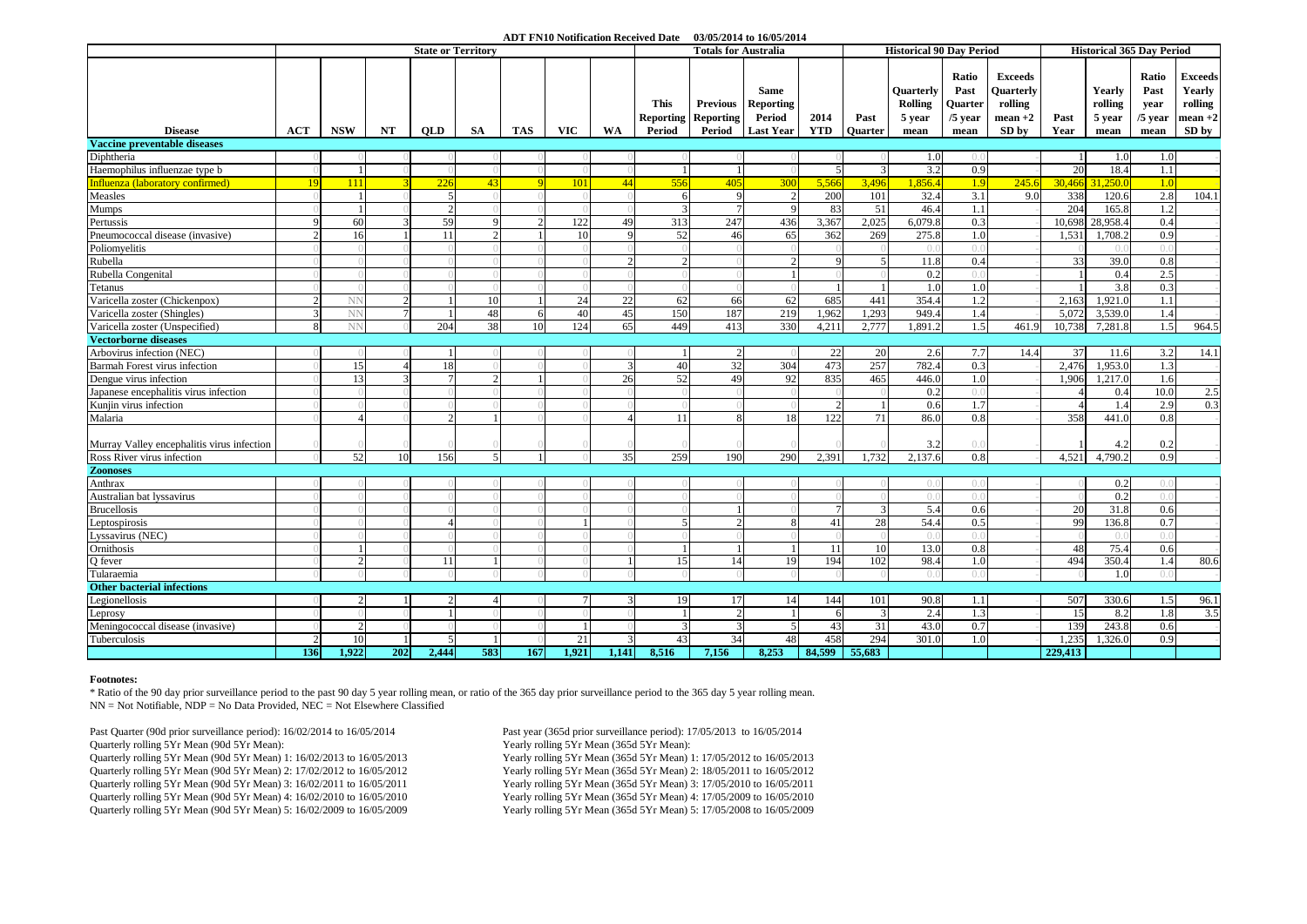**ADT FN10 Notification Received Date 03/05/2014 to 16/05/2014**

| | State or Territory | | | | | | | | Totals for Australia | | | | Historical 90 Day Period | | | | Historical 365 Day Period | | | |
|---|---|---|---|---|---|---|---|---|---|---|---|---|---|---|---|---|---|---|---|---|
| Disease | ACT | NSW | NT | QLD | SA | TAS | VIC | WA | This Reporting Period | Previous Reporting Period | Same Reporting Period Last Year | 2014 YTD | Past Quarter | Quarterly Rolling 5 year mean | Ratio Past Quarter /5 year mean | Exceeds Quarterly rolling mean +2 SD by | Past Year | Yearly rolling 5 year mean | Ratio Past year /5 year mean | Exceeds Yearly rolling mean +2 SD by |
| **Vaccine preventable diseases** | | | | | | | | | | | | | | | | | | | | |
| Diphtheria | 0 | 0 | 0 | 0 | 0 | 0 | 0 | 0 | 0 | 0 | 0 | 0 | 0 | 1.0 | 0.0 | - | 1 | 1.0 | 1.0 | |
| Haemophilus influenzae type b | 0 | 1 | 0 | 0 | 0 | 0 | 0 | 0 | 1 | 1 | 0 | 5 | 3 | 3.2 | 0.9 | | 20 | 18.4 | 1.1 | |
| Influenza (laboratory confirmed) | 19 | 111 | 3 | 226 | 43 | 9 | 101 | 44 | 556 | 405 | 300 | 5,566 | 3,496 | 1,856.4 | 1.9 | 245.6 | 30,466 | 31,250.0 | 1.0 | |
| Measles | 0 | 1 | 0 | 5 | 0 | 0 | 0 | 0 | 6 | 9 | 2 | 200 | 101 | 32.4 | 3.1 | 9.0 | 338 | 120.6 | 2.8 | 104.1 |
| Mumps | 0 | 1 | 0 | 2 | 0 | 0 | 0 | 0 | 3 | 7 | 9 | 83 | 51 | 46.4 | 1.1 | | 204 | 165.8 | 1.2 | - |
| Pertussis | 9 | 60 | 3 | 59 | 9 | 2 | 122 | 49 | 313 | 247 | 436 | 3,367 | 2,025 | 6,079.8 | 0.3 | | 10,698 | 28,958.4 | 0.4 | - |
| Pneumococcal disease (invasive) | 2 | 16 | 1 | 11 | 2 | 1 | 10 | 9 | 52 | 46 | 65 | 362 | 269 | 275.8 | 1.0 | | 1,531 | 1,708.2 | 0.9 | - |
| Poliomyelitis | 0 | 0 | 0 | 0 | 0 | 0 | 0 | 0 | 0 | 0 | 0 | 0 | 0 | 0.0 | 0.0 | | 0 | 0.0 | 0.0 | |
| Rubella | 0 | 0 | 0 | 0 | 0 | 0 | 0 | 2 | 2 | 0 | 2 | 9 | 5 | 11.8 | 0.4 | - | 33 | 39.0 | 0.8 | - |
| Rubella Congenital | 0 | 0 | 0 | 0 | 0 | 0 | 0 | 0 | 0 | 0 | 1 | 0 | 0 | 0.2 | 0.0 | - | 1 | 0.4 | 2.5 | - |
| Tetanus | 0 | 0 | 0 | 0 | 0 | 0 | 0 | 0 | 0 | 0 | 0 | 1 | 1 | 1.0 | 1.0 | | 1 | 3.8 | 0.3 | - |
| Varicella zoster (Chickenpox) | 2 | NN | 2 | 1 | 10 | 1 | 24 | 22 | 62 | 66 | 62 | 685 | 441 | 354.4 | 1.2 | - | 2,163 | 1,921.0 | 1.1 | - |
| Varicella zoster (Shingles) | 3 | NN | 7 | 1 | 48 | 6 | 40 | 45 | 150 | 187 | 219 | 1,962 | 1,293 | 949.4 | 1.4 | - | 5,072 | 3,539.0 | 1.4 | - |
| Varicella zoster (Unspecified) | 8 | NN | 0 | 204 | 38 | 10 | 124 | 65 | 449 | 413 | 330 | 4,211 | 2,777 | 1,891.2 | 1.5 | 461.9 | 10,738 | 7,281.8 | 1.5 | 964.5 |
| **Vectorborne diseases** | | | | | | | | | | | | | | | | | | | | |
| Arbovirus infection (NEC) | 0 | 0 | 0 | 1 | 0 | 0 | 0 | 0 | 1 | 2 | 0 | 22 | 20 | 2.6 | 7.7 | 14.4 | 37 | 11.6 | 3.2 | 14.1 |
| Barmah Forest virus infection | 0 | 15 | 4 | 18 | 0 | 0 | 0 | 3 | 40 | 32 | 304 | 473 | 257 | 782.4 | 0.3 | - | 2,476 | 1,953.0 | 1.3 | - |
| Dengue virus infection | 0 | 13 | 3 | 7 | 2 | 1 | 0 | 26 | 52 | 49 | 92 | 835 | 465 | 446.0 | 1.0 | - | 1,906 | 1,217.0 | 1.6 | - |
| Japanese encephalitis virus infection | 0 | 0 | 0 | 0 | 0 | 0 | 0 | 0 | 0 | 0 | 0 | 0 | 0 | 0.2 | 0.0 | - | 4 | 0.4 | 10.0 | 2.5 |
| Kunjin virus infection | 0 | 0 | 0 | 0 | 0 | 0 | 0 | 0 | 0 | 0 | 0 | 2 | 1 | 0.6 | 1.7 | - | 4 | 1.4 | 2.9 | 0.3 |
| Malaria | 0 | 4 | 0 | 2 | 1 | 0 | 0 | 4 | 11 | 8 | 18 | 122 | 71 | 86.0 | 0.8 | - | 358 | 441.0 | 0.8 | - |
| Murray Valley encephalitis virus infection | 0 | 0 | 0 | 0 | 0 | 0 | 0 | 0 | 0 | 0 | 0 | 0 | 0 | 3.2 | 0.0 | - | 1 | 4.2 | 0.2 | - |
| Ross River virus infection | 0 | 52 | 10 | 156 | 5 | 1 | 0 | 35 | 259 | 190 | 290 | 2,391 | 1,732 | 2,137.6 | 0.8 | - | 4,521 | 4,790.2 | 0.9 | - |
| **Zoonoses** | | | | | | | | | | | | | | | | | | | | |
| Anthrax | 0 | 0 | 0 | 0 | 0 | 0 | 0 | 0 | 0 | 0 | 0 | 0 | 0 | 0.0 | 0.0 | | 0 | 0.2 | 0.0 | - |
| Australian bat lyssavirus | 0 | 0 | 0 | 0 | 0 | 0 | 0 | 0 | 0 | 0 | 0 | 0 | 0 | 0.0 | 0.0 | | 0 | 0.2 | 0.0 | - |
| Brucellosis | 0 | 0 | 0 | 0 | 0 | 0 | 0 | 0 | 0 | 1 | 0 | 7 | 3 | 5.4 | 0.6 | - | 20 | 31.8 | 0.6 | - |
| Leptospirosis | 0 | 0 | 0 | 4 | 0 | 0 | 1 | 0 | 5 | 2 | 8 | 41 | 28 | 54.4 | 0.5 | - | 99 | 136.8 | 0.7 | - |
| Lyssavirus (NEC) | 0 | 0 | 0 | 0 | 0 | 0 | 0 | 0 | 0 | 0 | 0 | 0 | 0 | 0.0 | 0.0 | | 0 | 0.0 | 0.0 | |
| Ornithosis | 0 | 1 | 0 | 0 | 0 | 0 | 0 | 0 | 1 | 1 | 1 | 11 | 10 | 13.0 | 0.8 | | 48 | 75.4 | 0.6 | - |
| Q fever | 0 | 2 | 0 | 11 | 1 | 0 | 0 | 1 | 15 | 14 | 19 | 194 | 102 | 98.4 | 1.0 | - | 494 | 350.4 | 1.4 | 80.6 |
| Tularaemia | 0 | 0 | 0 | 0 | 0 | 0 | 0 | 0 | 0 | 0 | 0 | 0 | 0 | 0.0 | 0.0 | | 0 | 1.0 | 0.0 | - |
| **Other bacterial infections** | | | | | | | | | | | | | | | | | | | | |
| Legionellosis | 0 | 2 | 1 | 2 | 4 | 0 | 7 | 3 | 19 | 17 | 14 | 144 | 101 | 90.8 | 1.1 | - | 507 | 330.6 | 1.5 | 96.1 |
| Leprosy | 0 | 0 | 0 | 1 | 0 | 0 | 0 | 0 | 1 | 2 | 1 | 6 | 3 | 2.4 | 1.3 | - | 15 | 8.2 | 1.8 | 3.5 |
| Meningococcal disease (invasive) | 0 | 2 | 0 | 0 | 0 | 0 | 1 | 0 | 3 | 3 | 5 | 43 | 31 | 43.0 | 0.7 | - | 139 | 243.8 | 0.6 | - |
| Tuberculosis | 2 | 10 | 1 | 5 | 1 | 0 | 21 | 3 | 43 | 34 | 48 | 458 | 294 | 301.0 | 1.0 | - | 1,235 | 1,326.0 | 0.9 | - |
| | 136 | 1,922 | 202 | 2,444 | 583 | 167 | 1,921 | 1,141 | 8,516 | 7,156 | 8,253 | 84,599 | 55,683 | | | | 229,413 | | | |

**Footnotes:**

* Ratio of the 90 day prior surveillance period to the past 90 day 5 year rolling mean, or ratio of the 365 day prior surveillance period to the 365 day 5 year rolling mean.
NN = Not Notifiable, NDP = No Data Provided, NEC = Not Elsewhere Classified

Past Quarter (90d prior surveillance period): 16/02/2014 to 16/05/2014
Quarterly rolling 5Yr Mean (90d 5Yr Mean):
Quarterly rolling 5Yr Mean (90d 5Yr Mean) 1: 16/02/2013 to 16/05/2013
Quarterly rolling 5Yr Mean (90d 5Yr Mean) 2: 17/02/2012 to 16/05/2012
Quarterly rolling 5Yr Mean (90d 5Yr Mean) 3: 16/02/2011 to 16/05/2011
Quarterly rolling 5Yr Mean (90d 5Yr Mean) 4: 16/02/2010 to 16/05/2010
Quarterly rolling 5Yr Mean (90d 5Yr Mean) 5: 16/02/2009 to 16/05/2009

Past year (365d prior surveillance period): 17/05/2013 to 16/05/2014
Yearly rolling 5Yr Mean (365d 5Yr Mean):
Yearly rolling 5Yr Mean (365d 5Yr Mean) 1: 17/05/2012 to 16/05/2013
Yearly rolling 5Yr Mean (365d 5Yr Mean) 2: 18/05/2011 to 16/05/2012
Yearly rolling 5Yr Mean (365d 5Yr Mean) 3: 17/05/2010 to 16/05/2011
Yearly rolling 5Yr Mean (365d 5Yr Mean) 4: 17/05/2009 to 16/05/2010
Yearly rolling 5Yr Mean (365d 5Yr Mean) 5: 17/05/2008 to 16/05/2009